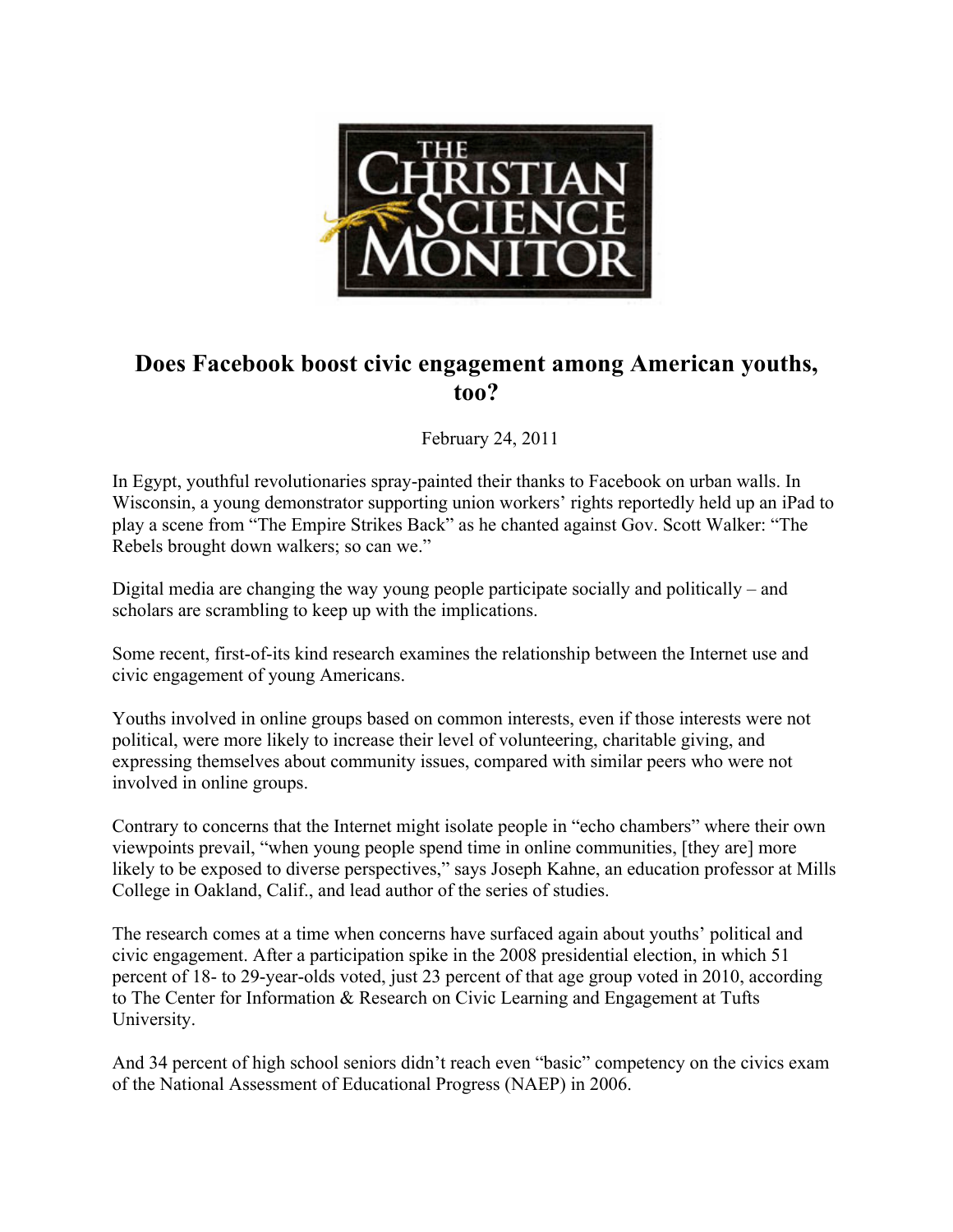THE CHRISTIAN SCIENCE MONITOR

# Does Facebook boost civic engagement among American youths, too?

February 24, 2011

In Egypt, youthful revolutionaries spray-painted their thanks to Facebook on urban walls. In Wisconsin, a young demonstrator supporting union workers' rights reportedly held up an iPad to play a scene from "The Empire Strikes Back" as he chanted against Gov. Scott Walker: "The Rebels brought down walkers; so can we."

Digital media are changing the way young people participate socially and politically – and scholars are scrambling to keep up with the implications.

Some recent, first-of-its kind research examines the relationship between the Internet use and civic engagement of young Americans.

Youths involved in online groups based on common interests, even if those interests were not political, were more likely to increase their level of volunteering, charitable giving, and expressing themselves about community issues, compared with similar peers who were not involved in online groups.

Contrary to concerns that the Internet might isolate people in "echo chambers" where their own viewpoints prevail, "when young people spend time in online communities, [they are] more likely to be exposed to diverse perspectives," says Joseph Kahne, an education professor at Mills College in Oakland, Calif., and lead author of the series of studies.

The research comes at a time when concerns have surfaced again about youths' political and civic engagement. After a participation spike in the 2008 presidential election, in which 51 percent of 18- to 29-year-olds voted, just 23 percent of that age group voted in 2010, according to The Center for Information & Research on Civic Learning and Engagement at Tufts University.

And 34 percent of high school seniors didn't reach even "basic" competency on the civics exam of the National Assessment of Educational Progress (NAEP) in 2006.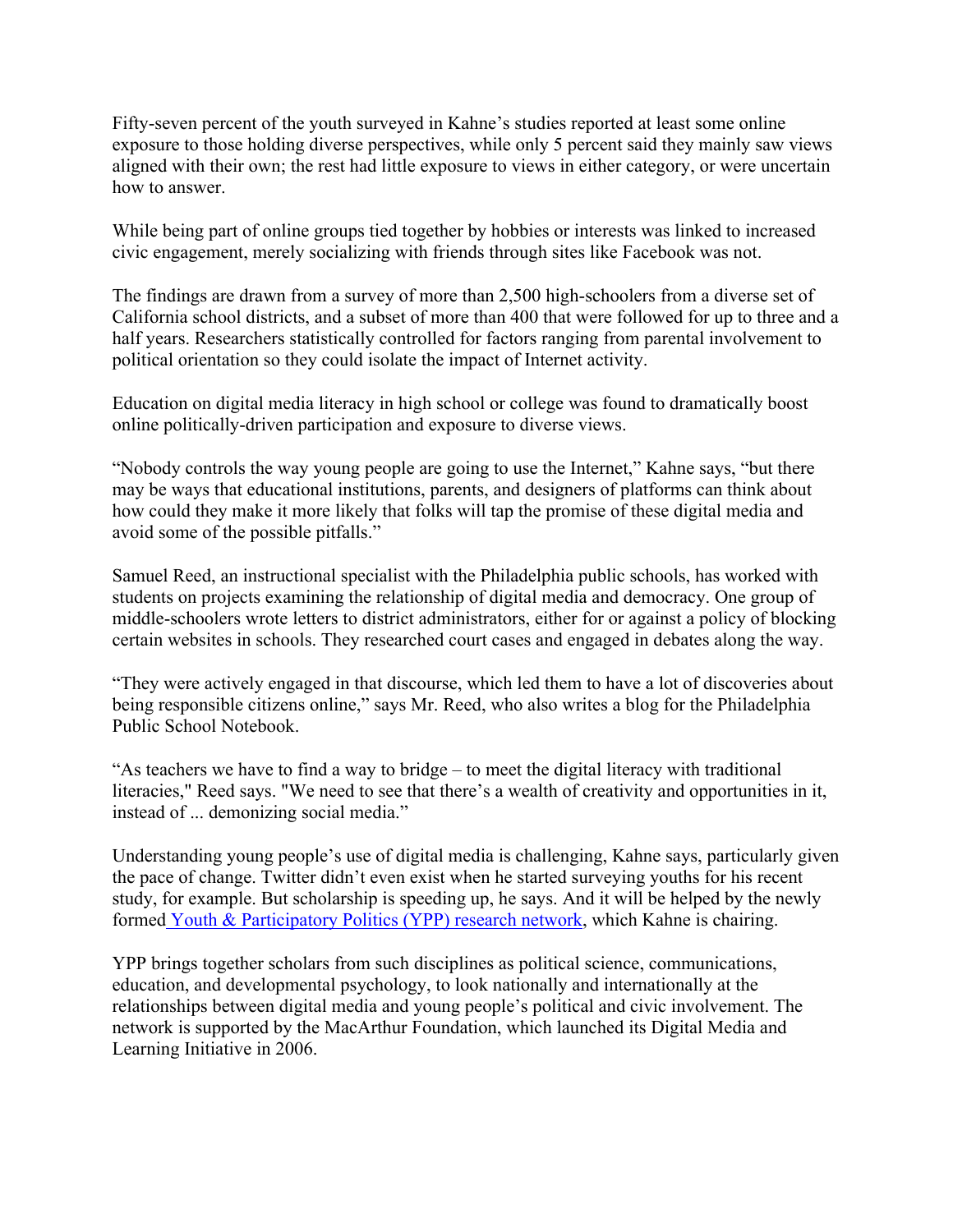Fifty-seven percent of the youth surveyed in Kahne's studies reported at least some online exposure to those holding diverse perspectives, while only 5 percent said they mainly saw views aligned with their own; the rest had little exposure to views in either category, or were uncertain how to answer.

While being part of online groups tied together by hobbies or interests was linked to increased civic engagement, merely socializing with friends through sites like Facebook was not.

The findings are drawn from a survey of more than 2,500 high-schoolers from a diverse set of California school districts, and a subset of more than 400 that were followed for up to three and a half years. Researchers statistically controlled for factors ranging from parental involvement to political orientation so they could isolate the impact of Internet activity.

Education on digital media literacy in high school or college was found to dramatically boost online politically-driven participation and exposure to diverse views.

"Nobody controls the way young people are going to use the Internet," Kahne says, "but there may be ways that educational institutions, parents, and designers of platforms can think about how could they make it more likely that folks will tap the promise of these digital media and avoid some of the possible pitfalls."

Samuel Reed, an instructional specialist with the Philadelphia public schools, has worked with students on projects examining the relationship of digital media and democracy. One group of middle-schoolers wrote letters to district administrators, either for or against a policy of blocking certain websites in schools. They researched court cases and engaged in debates along the way.

"They were actively engaged in that discourse, which led them to have a lot of discoveries about being responsible citizens online," says Mr. Reed, who also writes a blog for the Philadelphia Public School Notebook.

"As teachers we have to find a way to bridge – to meet the digital literacy with traditional literacies," Reed says. "We need to see that there's a wealth of creativity and opportunities in it, instead of ... demonizing social media."

Understanding young people's use of digital media is challenging, Kahne says, particularly given the pace of change. Twitter didn't even exist when he started surveying youths for his recent study, for example. But scholarship is speeding up, he says. And it will be helped by the newly formed Youth & Participatory Politics (YPP) research network, which Kahne is chairing.

YPP brings together scholars from such disciplines as political science, communications, education, and developmental psychology, to look nationally and internationally at the relationships between digital media and young people's political and civic involvement. The network is supported by the MacArthur Foundation, which launched its Digital Media and Learning Initiative in 2006.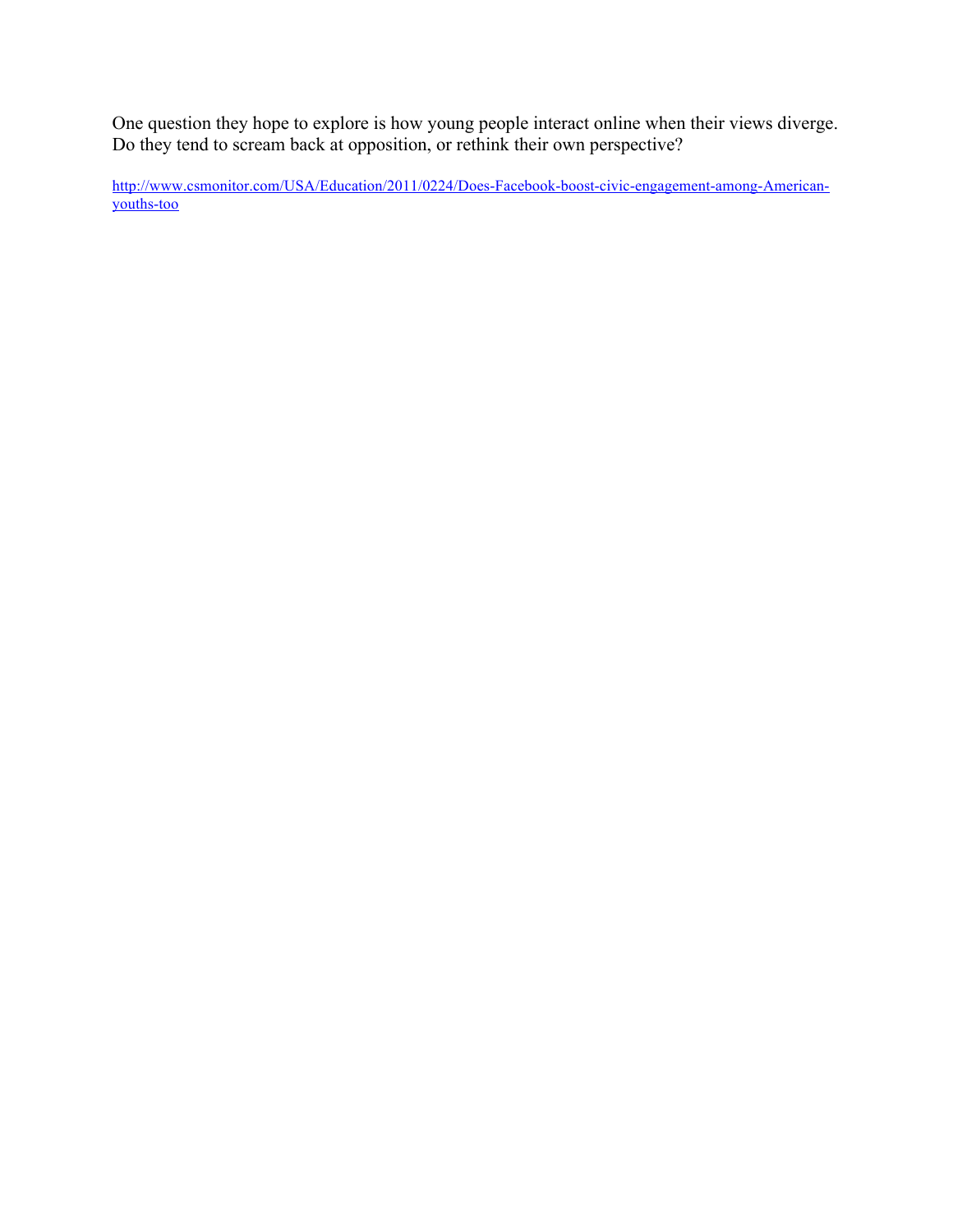One question they hope to explore is how young people interact online when their views diverge. Do they tend to scream back at opposition, or rethink their own perspective?

http://www.csmonitor.com/USA/Education/2011/0224/Does-Facebook-boost-civic-engagement-among-American-youths-too